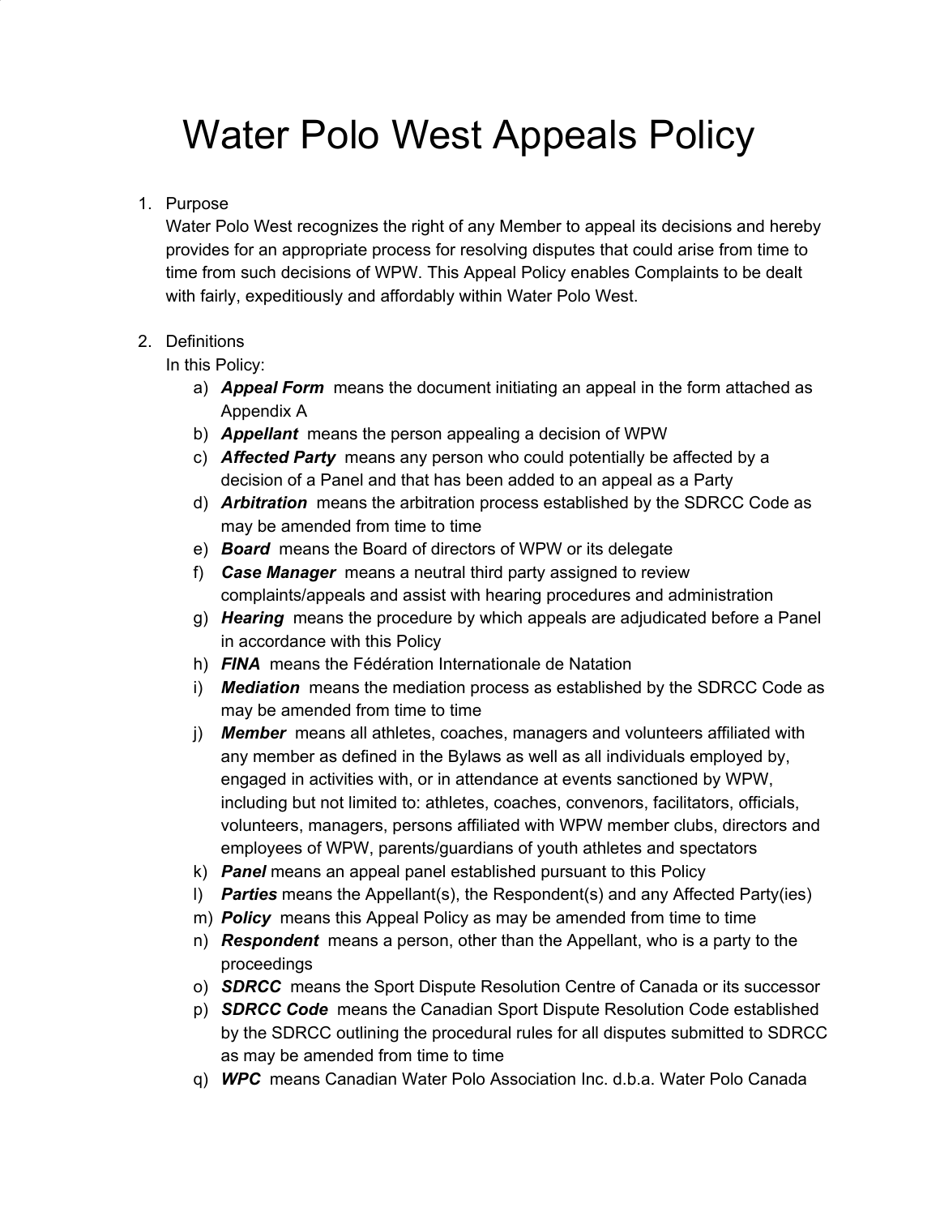# Water Polo West Appeals Policy

1. Purpose
   Water Polo West recognizes the right of any Member to appeal its decisions and hereby provides for an appropriate process for resolving disputes that could arise from time to time from such decisions of WPW. This Appeal Policy enables Complaints to be dealt with fairly, expeditiously and affordably within Water Polo West.

2. Definitions
   In this Policy:
   a) ***Appeal Form*** means the document initiating an appeal in the form attached as Appendix A
   b) ***Appellant*** means the person appealing a decision of WPW
   c) ***Affected Party*** means any person who could potentially be affected by a decision of a Panel and that has been added to an appeal as a Party
   d) ***Arbitration*** means the arbitration process established by the SDRCC Code as may be amended from time to time
   e) ***Board*** means the Board of directors of WPW or its delegate
   f) ***Case Manager*** means a neutral third party assigned to review complaints/appeals and assist with hearing procedures and administration
   g) ***Hearing*** means the procedure by which appeals are adjudicated before a Panel in accordance with this Policy
   h) ***FINA*** means the Fédération Internationale de Natation
   i) ***Mediation*** means the mediation process as established by the SDRCC Code as may be amended from time to time
   j) ***Member*** means all athletes, coaches, managers and volunteers affiliated with any member as defined in the Bylaws as well as all individuals employed by, engaged in activities with, or in attendance at events sanctioned by WPW, including but not limited to: athletes, coaches, convenors, facilitators, officials, volunteers, managers, persons affiliated with WPW member clubs, directors and employees of WPW, parents/guardians of youth athletes and spectators
   k) ***Panel*** means an appeal panel established pursuant to this Policy
   l) ***Parties*** means the Appellant(s), the Respondent(s) and any Affected Party(ies)
   m) ***Policy*** means this Appeal Policy as may be amended from time to time
   n) ***Respondent*** means a person, other than the Appellant, who is a party to the proceedings
   o) ***SDRCC*** means the Sport Dispute Resolution Centre of Canada or its successor
   p) ***SDRCC Code*** means the Canadian Sport Dispute Resolution Code established by the SDRCC outlining the procedural rules for all disputes submitted to SDRCC as may be amended from time to time
   q) ***WPC*** means Canadian Water Polo Association Inc. d.b.a. Water Polo Canada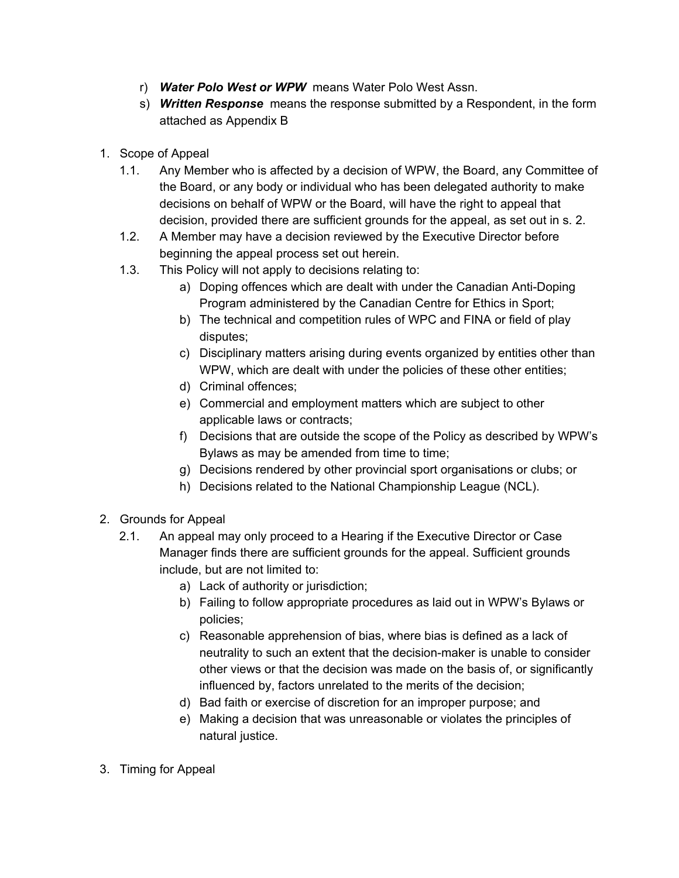r) ***Water Polo West or WPW*** means Water Polo West Assn.

s) ***Written Response*** means the response submitted by a Respondent, in the form attached as Appendix B

1. Scope of Appeal
   1.1. Any Member who is affected by a decision of WPW, the Board, any Committee of the Board, or any body or individual who has been delegated authority to make decisions on behalf of WPW or the Board, will have the right to appeal that decision, provided there are sufficient grounds for the appeal, as set out in s. 2.
   1.2. A Member may have a decision reviewed by the Executive Director before beginning the appeal process set out herein.
   1.3. This Policy will not apply to decisions relating to:
      a) Doping offences which are dealt with under the Canadian Anti-Doping Program administered by the Canadian Centre for Ethics in Sport;
      b) The technical and competition rules of WPC and FINA or field of play disputes;
      c) Disciplinary matters arising during events organized by entities other than WPW, which are dealt with under the policies of these other entities;
      d) Criminal offences;
      e) Commercial and employment matters which are subject to other applicable laws or contracts;
      f) Decisions that are outside the scope of the Policy as described by WPW's Bylaws as may be amended from time to time;
      g) Decisions rendered by other provincial sport organisations or clubs; or
      h) Decisions related to the National Championship League (NCL).

2. Grounds for Appeal
   2.1. An appeal may only proceed to a Hearing if the Executive Director or Case Manager finds there are sufficient grounds for the appeal. Sufficient grounds include, but are not limited to:
      a) Lack of authority or jurisdiction;
      b) Failing to follow appropriate procedures as laid out in WPW's Bylaws or policies;
      c) Reasonable apprehension of bias, where bias is defined as a lack of neutrality to such an extent that the decision-maker is unable to consider other views or that the decision was made on the basis of, or significantly influenced by, factors unrelated to the merits of the decision;
      d) Bad faith or exercise of discretion for an improper purpose; and
      e) Making a decision that was unreasonable or violates the principles of natural justice.

3. Timing for Appeal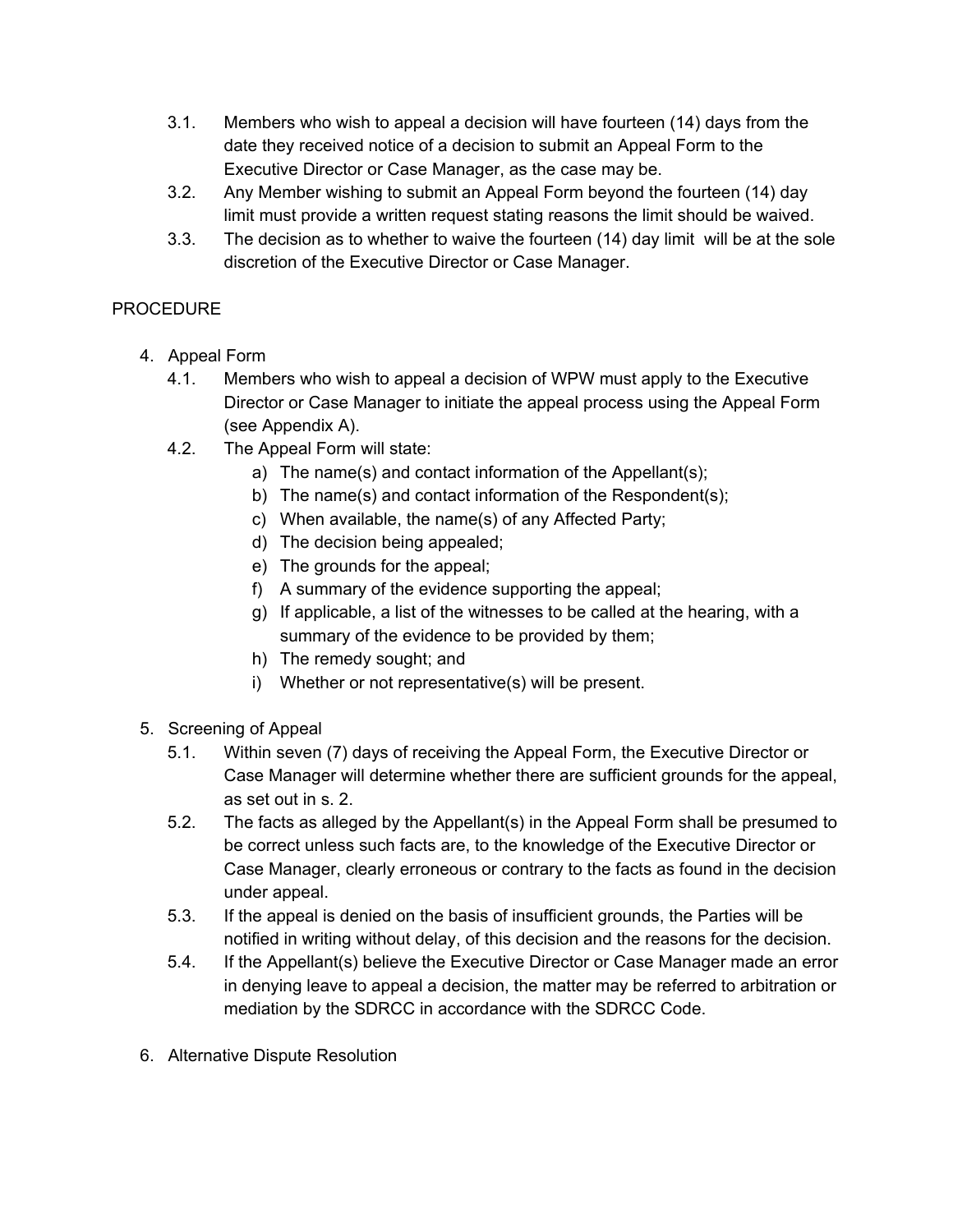3.1. Members who wish to appeal a decision will have fourteen (14) days from the date they received notice of a decision to submit an Appeal Form to the Executive Director or Case Manager, as the case may be.

3.2. Any Member wishing to submit an Appeal Form beyond the fourteen (14) day limit must provide a written request stating reasons the limit should be waived.

3.3. The decision as to whether to waive the fourteen (14) day limit will be at the sole discretion of the Executive Director or Case Manager.

## PROCEDURE

4. Appeal Form

4.1. Members who wish to appeal a decision of WPW must apply to the Executive Director or Case Manager to initiate the appeal process using the Appeal Form (see Appendix A).

4.2. The Appeal Form will state:

a) The name(s) and contact information of the Appellant(s);
b) The name(s) and contact information of the Respondent(s);
c) When available, the name(s) of any Affected Party;
d) The decision being appealed;
e) The grounds for the appeal;
f) A summary of the evidence supporting the appeal;
g) If applicable, a list of the witnesses to be called at the hearing, with a summary of the evidence to be provided by them;
h) The remedy sought; and
i) Whether or not representative(s) will be present.

5. Screening of Appeal

5.1. Within seven (7) days of receiving the Appeal Form, the Executive Director or Case Manager will determine whether there are sufficient grounds for the appeal, as set out in s. 2.

5.2. The facts as alleged by the Appellant(s) in the Appeal Form shall be presumed to be correct unless such facts are, to the knowledge of the Executive Director or Case Manager, clearly erroneous or contrary to the facts as found in the decision under appeal.

5.3. If the appeal is denied on the basis of insufficient grounds, the Parties will be notified in writing without delay, of this decision and the reasons for the decision.

5.4. If the Appellant(s) believe the Executive Director or Case Manager made an error in denying leave to appeal a decision, the matter may be referred to arbitration or mediation by the SDRCC in accordance with the SDRCC Code.

6. Alternative Dispute Resolution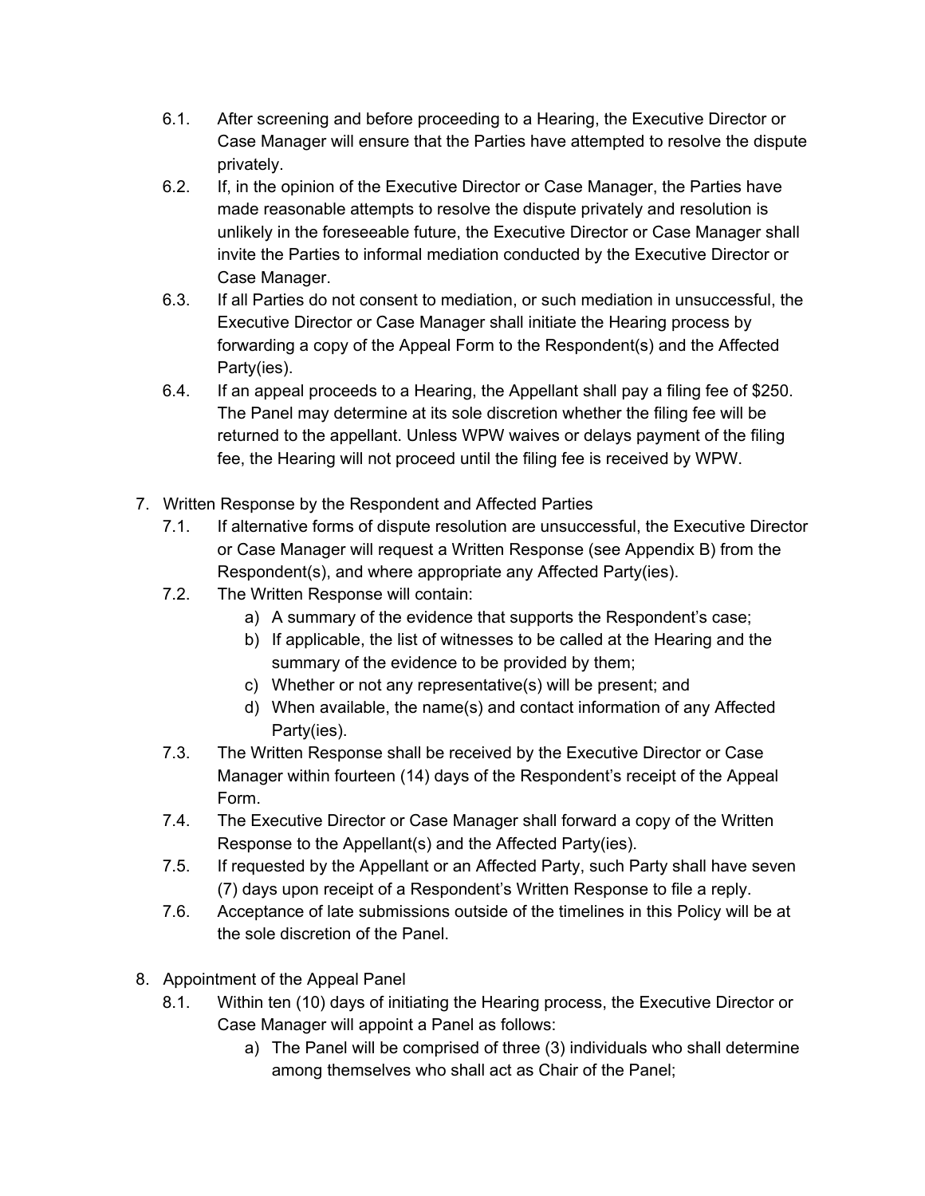6.1. After screening and before proceeding to a Hearing, the Executive Director or Case Manager will ensure that the Parties have attempted to resolve the dispute privately.

6.2. If, in the opinion of the Executive Director or Case Manager, the Parties have made reasonable attempts to resolve the dispute privately and resolution is unlikely in the foreseeable future, the Executive Director or Case Manager shall invite the Parties to informal mediation conducted by the Executive Director or Case Manager.

6.3. If all Parties do not consent to mediation, or such mediation in unsuccessful, the Executive Director or Case Manager shall initiate the Hearing process by forwarding a copy of the Appeal Form to the Respondent(s) and the Affected Party(ies).

6.4. If an appeal proceeds to a Hearing, the Appellant shall pay a filing fee of $250. The Panel may determine at its sole discretion whether the filing fee will be returned to the appellant. Unless WPW waives or delays payment of the filing fee, the Hearing will not proceed until the filing fee is received by WPW.

7. Written Response by the Respondent and Affected Parties

7.1. If alternative forms of dispute resolution are unsuccessful, the Executive Director or Case Manager will request a Written Response (see Appendix B) from the Respondent(s), and where appropriate any Affected Party(ies).

7.2. The Written Response will contain:
   a) A summary of the evidence that supports the Respondent's case;
   b) If applicable, the list of witnesses to be called at the Hearing and the summary of the evidence to be provided by them;
   c) Whether or not any representative(s) will be present; and
   d) When available, the name(s) and contact information of any Affected Party(ies).

7.3. The Written Response shall be received by the Executive Director or Case Manager within fourteen (14) days of the Respondent's receipt of the Appeal Form.

7.4. The Executive Director or Case Manager shall forward a copy of the Written Response to the Appellant(s) and the Affected Party(ies).

7.5. If requested by the Appellant or an Affected Party, such Party shall have seven (7) days upon receipt of a Respondent's Written Response to file a reply.

7.6. Acceptance of late submissions outside of the timelines in this Policy will be at the sole discretion of the Panel.

8. Appointment of the Appeal Panel

8.1. Within ten (10) days of initiating the Hearing process, the Executive Director or Case Manager will appoint a Panel as follows:
   a) The Panel will be comprised of three (3) individuals who shall determine among themselves who shall act as Chair of the Panel;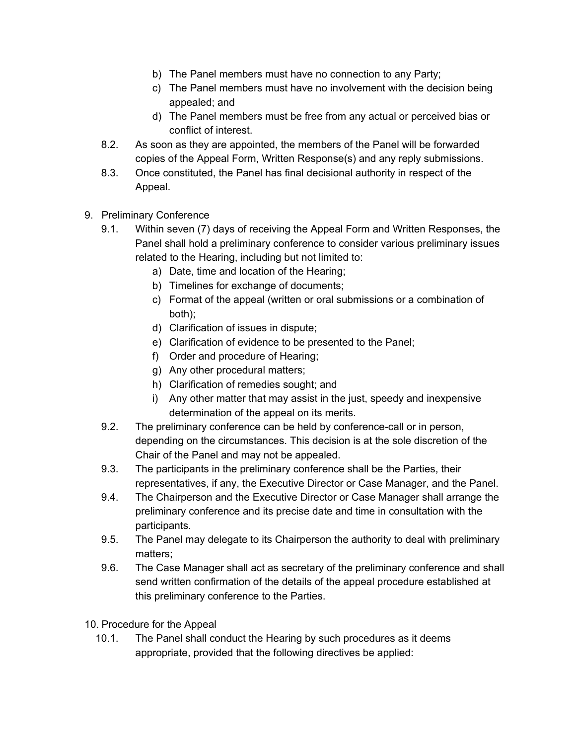b) The Panel members must have no connection to any Party;
c) The Panel members must have no involvement with the decision being appealed; and
d) The Panel members must be free from any actual or perceived bias or conflict of interest.

8.2. As soon as they are appointed, the members of the Panel will be forwarded copies of the Appeal Form, Written Response(s) and any reply submissions.

8.3. Once constituted, the Panel has final decisional authority in respect of the Appeal.

9. Preliminary Conference

9.1. Within seven (7) days of receiving the Appeal Form and Written Responses, the Panel shall hold a preliminary conference to consider various preliminary issues related to the Hearing, including but not limited to:
a) Date, time and location of the Hearing;
b) Timelines for exchange of documents;
c) Format of the appeal (written or oral submissions or a combination of both);
d) Clarification of issues in dispute;
e) Clarification of evidence to be presented to the Panel;
f) Order and procedure of Hearing;
g) Any other procedural matters;
h) Clarification of remedies sought; and
i) Any other matter that may assist in the just, speedy and inexpensive determination of the appeal on its merits.

9.2. The preliminary conference can be held by conference-call or in person, depending on the circumstances. This decision is at the sole discretion of the Chair of the Panel and may not be appealed.

9.3. The participants in the preliminary conference shall be the Parties, their representatives, if any, the Executive Director or Case Manager, and the Panel.

9.4. The Chairperson and the Executive Director or Case Manager shall arrange the preliminary conference and its precise date and time in consultation with the participants.

9.5. The Panel may delegate to its Chairperson the authority to deal with preliminary matters;

9.6. The Case Manager shall act as secretary of the preliminary conference and shall send written confirmation of the details of the appeal procedure established at this preliminary conference to the Parties.

10. Procedure for the Appeal

10.1. The Panel shall conduct the Hearing by such procedures as it deems appropriate, provided that the following directives be applied: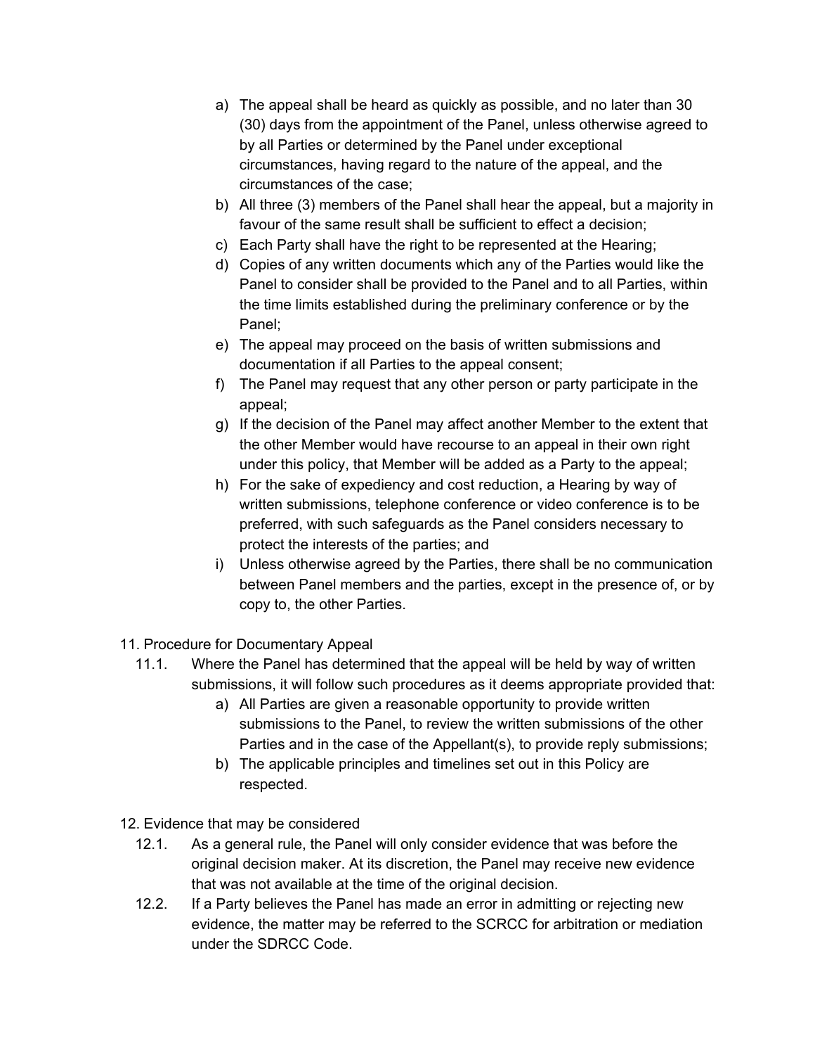a) The appeal shall be heard as quickly as possible, and no later than 30 (30) days from the appointment of the Panel, unless otherwise agreed to by all Parties or determined by the Panel under exceptional circumstances, having regard to the nature of the appeal, and the circumstances of the case;
b) All three (3) members of the Panel shall hear the appeal, but a majority in favour of the same result shall be sufficient to effect a decision;
c) Each Party shall have the right to be represented at the Hearing;
d) Copies of any written documents which any of the Parties would like the Panel to consider shall be provided to the Panel and to all Parties, within the time limits established during the preliminary conference or by the Panel;
e) The appeal may proceed on the basis of written submissions and documentation if all Parties to the appeal consent;
f) The Panel may request that any other person or party participate in the appeal;
g) If the decision of the Panel may affect another Member to the extent that the other Member would have recourse to an appeal in their own right under this policy, that Member will be added as a Party to the appeal;
h) For the sake of expediency and cost reduction, a Hearing by way of written submissions, telephone conference or video conference is to be preferred, with such safeguards as the Panel considers necessary to protect the interests of the parties; and
i) Unless otherwise agreed by the Parties, there shall be no communication between Panel members and the parties, except in the presence of, or by copy to, the other Parties.

11. Procedure for Documentary Appeal

11.1. Where the Panel has determined that the appeal will be held by way of written submissions, it will follow such procedures as it deems appropriate provided that:

a) All Parties are given a reasonable opportunity to provide written submissions to the Panel, to review the written submissions of the other Parties and in the case of the Appellant(s), to provide reply submissions;
b) The applicable principles and timelines set out in this Policy are respected.

12. Evidence that may be considered

12.1. As a general rule, the Panel will only consider evidence that was before the original decision maker. At its discretion, the Panel may receive new evidence that was not available at the time of the original decision.

12.2. If a Party believes the Panel has made an error in admitting or rejecting new evidence, the matter may be referred to the SCRCC for arbitration or mediation under the SDRCC Code.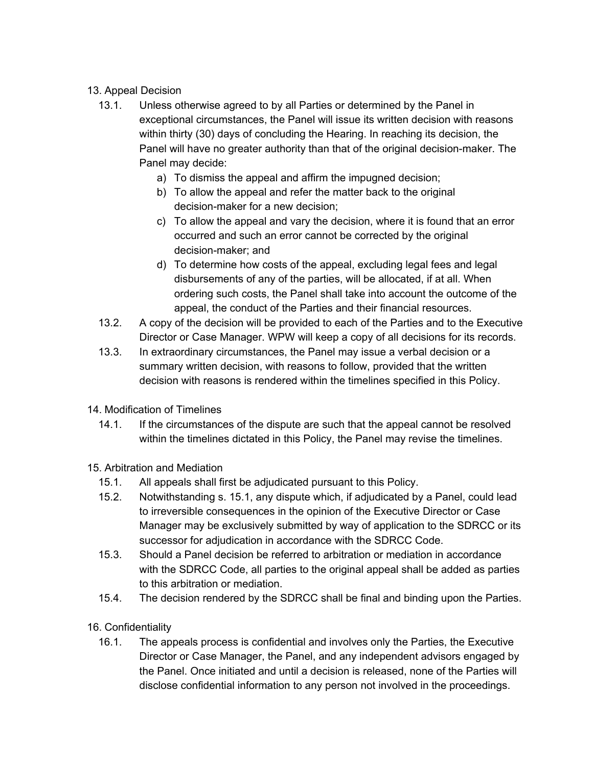## 13. Appeal Decision

13.1. Unless otherwise agreed to by all Parties or determined by the Panel in exceptional circumstances, the Panel will issue its written decision with reasons within thirty (30) days of concluding the Hearing. In reaching its decision, the Panel will have no greater authority than that of the original decision-maker. The Panel may decide:

a) To dismiss the appeal and affirm the impugned decision;
b) To allow the appeal and refer the matter back to the original decision-maker for a new decision;
c) To allow the appeal and vary the decision, where it is found that an error occurred and such an error cannot be corrected by the original decision-maker; and
d) To determine how costs of the appeal, excluding legal fees and legal disbursements of any of the parties, will be allocated, if at all. When ordering such costs, the Panel shall take into account the outcome of the appeal, the conduct of the Parties and their financial resources.

13.2. A copy of the decision will be provided to each of the Parties and to the Executive Director or Case Manager. WPW will keep a copy of all decisions for its records.

13.3. In extraordinary circumstances, the Panel may issue a verbal decision or a summary written decision, with reasons to follow, provided that the written decision with reasons is rendered within the timelines specified in this Policy.

## 14. Modification of Timelines

14.1. If the circumstances of the dispute are such that the appeal cannot be resolved within the timelines dictated in this Policy, the Panel may revise the timelines.

## 15. Arbitration and Mediation

15.1. All appeals shall first be adjudicated pursuant to this Policy.

15.2. Notwithstanding s. 15.1, any dispute which, if adjudicated by a Panel, could lead to irreversible consequences in the opinion of the Executive Director or Case Manager may be exclusively submitted by way of application to the SDRCC or its successor for adjudication in accordance with the SDRCC Code.

15.3. Should a Panel decision be referred to arbitration or mediation in accordance with the SDRCC Code, all parties to the original appeal shall be added as parties to this arbitration or mediation.

15.4. The decision rendered by the SDRCC shall be final and binding upon the Parties.

## 16. Confidentiality

16.1. The appeals process is confidential and involves only the Parties, the Executive Director or Case Manager, the Panel, and any independent advisors engaged by the Panel. Once initiated and until a decision is released, none of the Parties will disclose confidential information to any person not involved in the proceedings.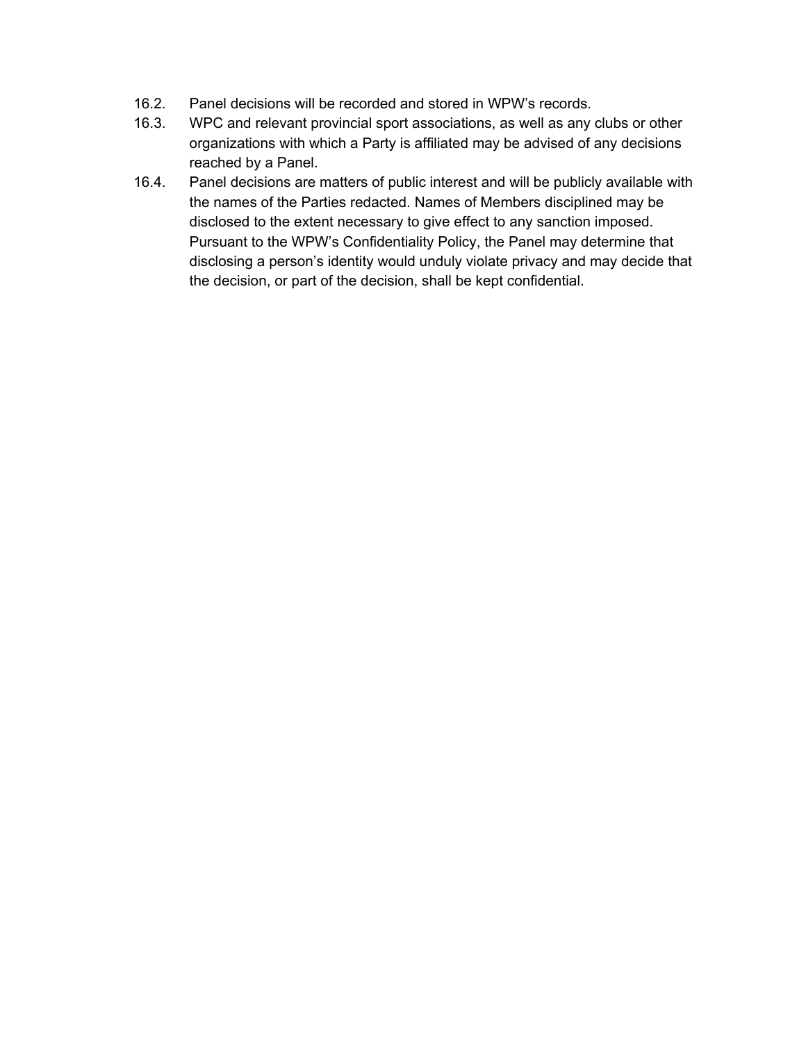16.2. Panel decisions will be recorded and stored in WPW's records.

16.3. WPC and relevant provincial sport associations, as well as any clubs or other organizations with which a Party is affiliated may be advised of any decisions reached by a Panel.

16.4. Panel decisions are matters of public interest and will be publicly available with the names of the Parties redacted. Names of Members disciplined may be disclosed to the extent necessary to give effect to any sanction imposed. Pursuant to the WPW's Confidentiality Policy, the Panel may determine that disclosing a person's identity would unduly violate privacy and may decide that the decision, or part of the decision, shall be kept confidential.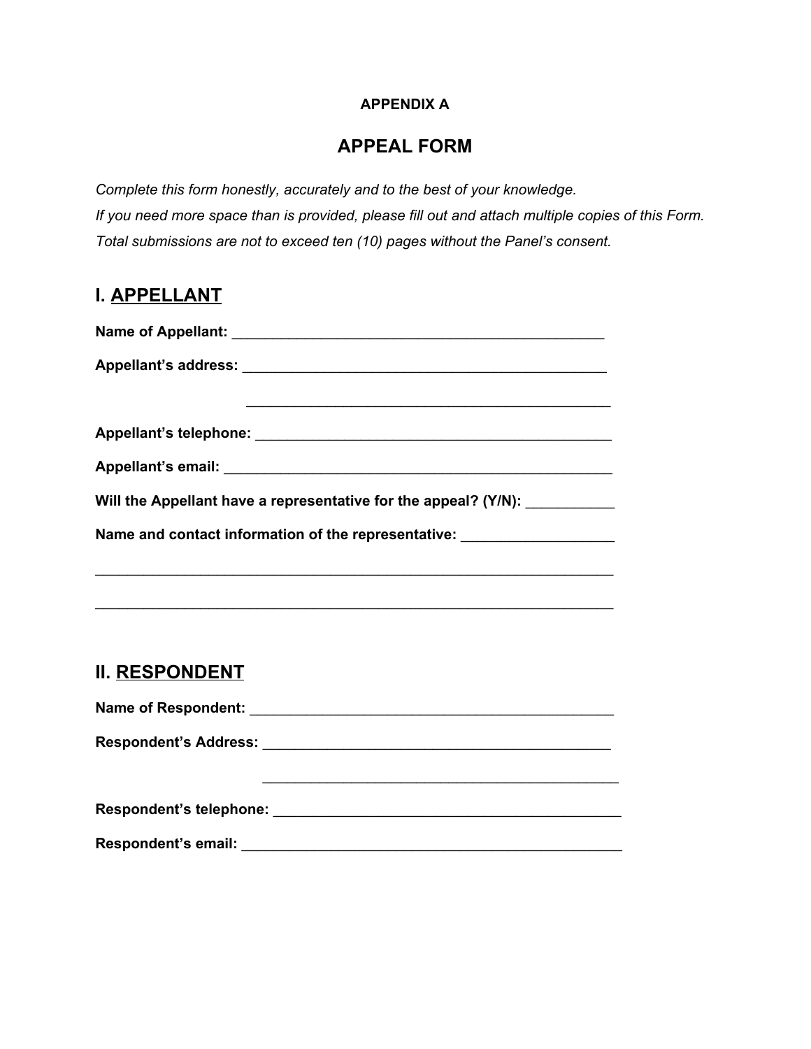**APPENDIX A**

# APPEAL FORM

*Complete this form honestly, accurately and to the best of your knowledge.*
*If you need more space than is provided, please fill out and attach multiple copies of this Form.*
*Total submissions are not to exceed ten (10) pages without the Panel's consent.*

## I. APPELLANT

**Name of Appellant:** ________________________________________________

**Appellant's address:** _______________________________________________

_______________________________________________

**Appellant's telephone:** _____________________________________________

**Appellant's email:** _________________________________________________

**Will the Appellant have a representative for the appeal? (Y/N):** ___________

**Name and contact information of the representative:** ___________________

__________________________________________________________________

__________________________________________________________________

## II. RESPONDENT

**Name of Respondent:** _______________________________________________

**Respondent's Address:** _____________________________________________

_______________________________________________

**Respondent's telephone:** ____________________________________________

**Respondent's email:** _______________________________________________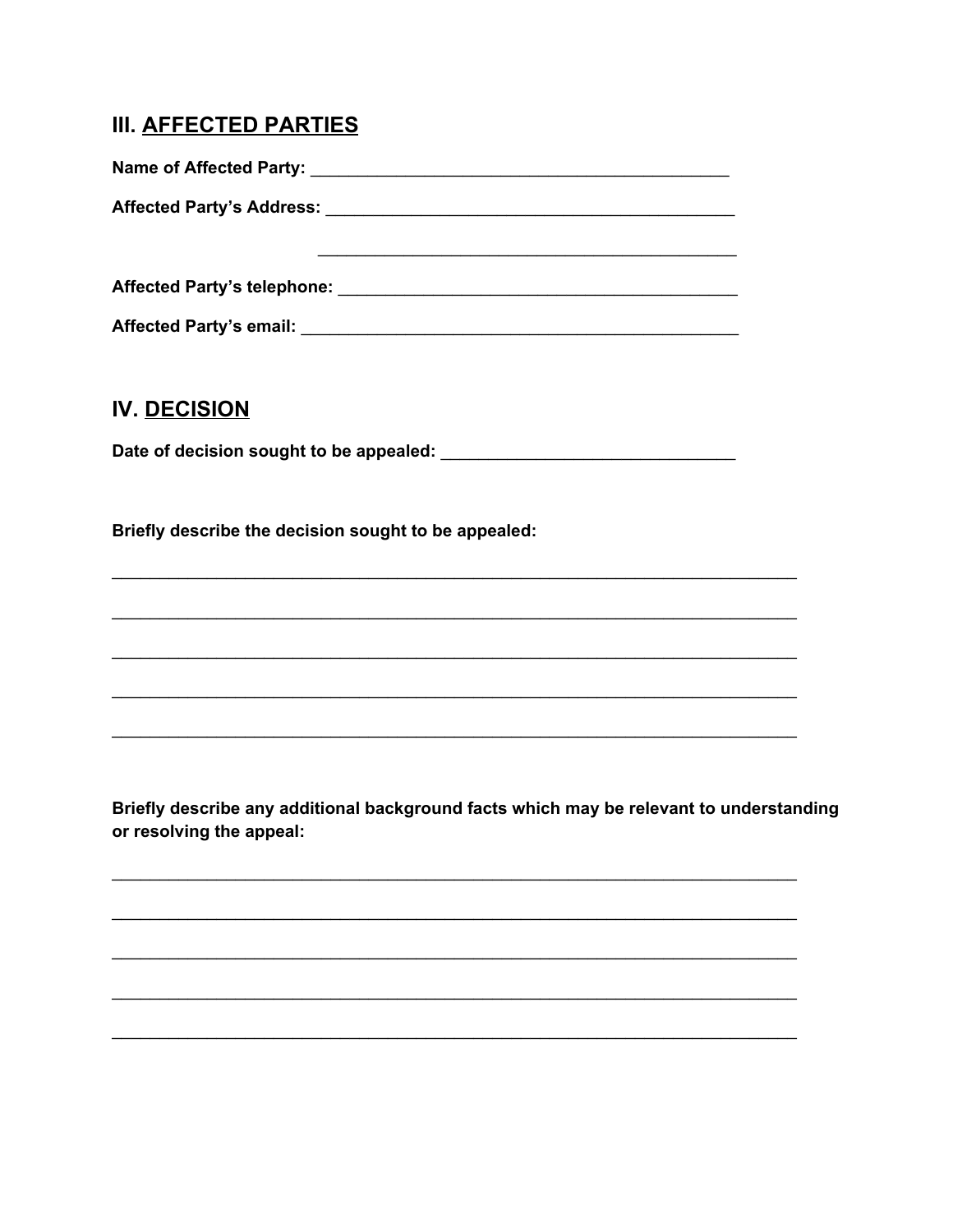## III. <u>AFFECTED PARTIES</u>

**Name of Affected Party:** ____________________________________________

**Affected Party's Address:** ____________________________________________

____________________________________________

**Affected Party's telephone:** ____________________________________________

**Affected Party's email:** ____________________________________________

## IV. <u>DECISION</u>

**Date of decision sought to be appealed:** ______________________________

**Briefly describe the decision sought to be appealed:**

________________________________________________________________________

________________________________________________________________________

________________________________________________________________________

________________________________________________________________________

________________________________________________________________________

**Briefly describe any additional background facts which may be relevant to understanding or resolving the appeal:**

________________________________________________________________________

________________________________________________________________________

________________________________________________________________________

________________________________________________________________________

________________________________________________________________________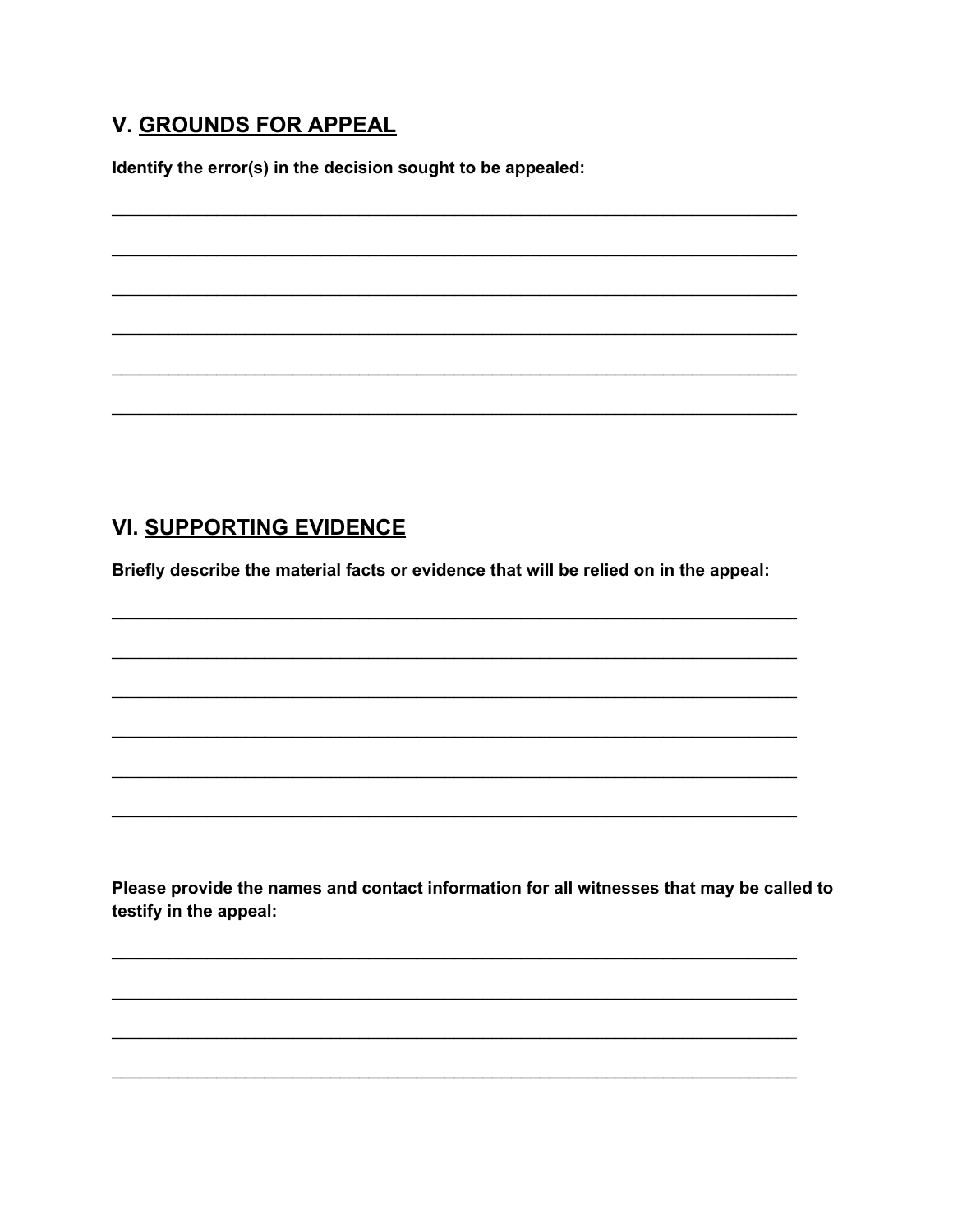## V. GROUNDS FOR APPEAL

**Identify the error(s) in the decision sought to be appealed:**

_____________________________________________________________________________

_____________________________________________________________________________

_____________________________________________________________________________

_____________________________________________________________________________

_____________________________________________________________________________

_____________________________________________________________________________

## VI. SUPPORTING EVIDENCE

**Briefly describe the material facts or evidence that will be relied on in the appeal:**

_____________________________________________________________________________

_____________________________________________________________________________

_____________________________________________________________________________

_____________________________________________________________________________

_____________________________________________________________________________

_____________________________________________________________________________

**Please provide the names and contact information for all witnesses that may be called to testify in the appeal:**

_____________________________________________________________________________

_____________________________________________________________________________

_____________________________________________________________________________

_____________________________________________________________________________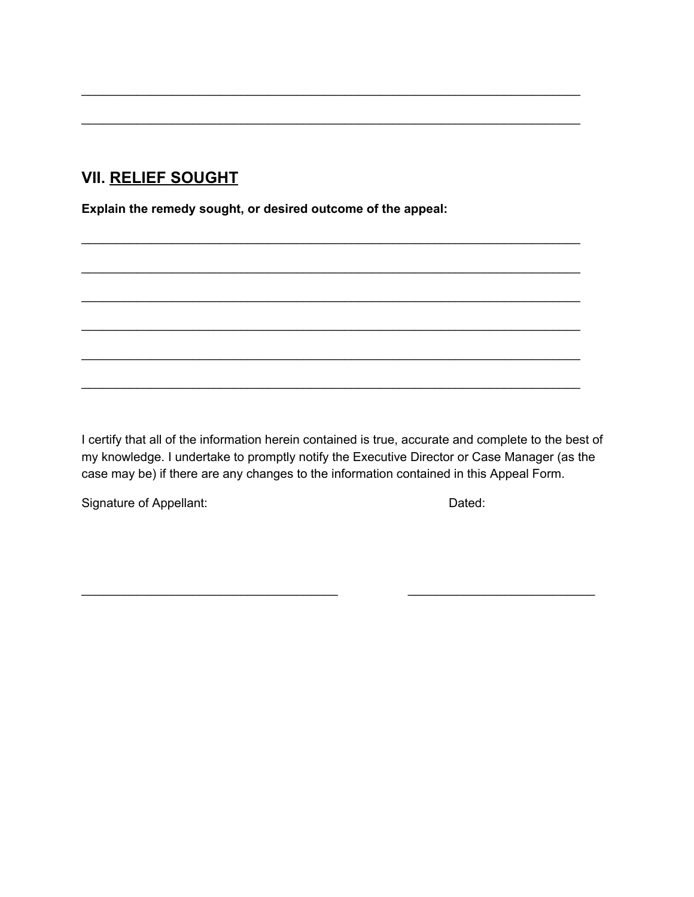\_\_\_\_\_\_\_\_\_\_\_\_\_\_\_\_\_\_\_\_\_\_\_\_\_\_\_\_\_\_\_\_\_\_\_\_\_\_\_\_\_\_\_\_\_\_\_\_\_\_\_\_\_\_\_\_\_\_\_\_\_\_\_\_\_\_\_\_\_\_

\_\_\_\_\_\_\_\_\_\_\_\_\_\_\_\_\_\_\_\_\_\_\_\_\_\_\_\_\_\_\_\_\_\_\_\_\_\_\_\_\_\_\_\_\_\_\_\_\_\_\_\_\_\_\_\_\_\_\_\_\_\_\_\_\_\_\_\_\_\_

## VII. RELIEF SOUGHT

**Explain the remedy sought, or desired outcome of the appeal:**

\_\_\_\_\_\_\_\_\_\_\_\_\_\_\_\_\_\_\_\_\_\_\_\_\_\_\_\_\_\_\_\_\_\_\_\_\_\_\_\_\_\_\_\_\_\_\_\_\_\_\_\_\_\_\_\_\_\_\_\_\_\_\_\_\_\_\_\_\_\_

\_\_\_\_\_\_\_\_\_\_\_\_\_\_\_\_\_\_\_\_\_\_\_\_\_\_\_\_\_\_\_\_\_\_\_\_\_\_\_\_\_\_\_\_\_\_\_\_\_\_\_\_\_\_\_\_\_\_\_\_\_\_\_\_\_\_\_\_\_\_

\_\_\_\_\_\_\_\_\_\_\_\_\_\_\_\_\_\_\_\_\_\_\_\_\_\_\_\_\_\_\_\_\_\_\_\_\_\_\_\_\_\_\_\_\_\_\_\_\_\_\_\_\_\_\_\_\_\_\_\_\_\_\_\_\_\_\_\_\_\_

\_\_\_\_\_\_\_\_\_\_\_\_\_\_\_\_\_\_\_\_\_\_\_\_\_\_\_\_\_\_\_\_\_\_\_\_\_\_\_\_\_\_\_\_\_\_\_\_\_\_\_\_\_\_\_\_\_\_\_\_\_\_\_\_\_\_\_\_\_\_

\_\_\_\_\_\_\_\_\_\_\_\_\_\_\_\_\_\_\_\_\_\_\_\_\_\_\_\_\_\_\_\_\_\_\_\_\_\_\_\_\_\_\_\_\_\_\_\_\_\_\_\_\_\_\_\_\_\_\_\_\_\_\_\_\_\_\_\_\_\_

\_\_\_\_\_\_\_\_\_\_\_\_\_\_\_\_\_\_\_\_\_\_\_\_\_\_\_\_\_\_\_\_\_\_\_\_\_\_\_\_\_\_\_\_\_\_\_\_\_\_\_\_\_\_\_\_\_\_\_\_\_\_\_\_\_\_\_\_\_\_

I certify that all of the information herein contained is true, accurate and complete to the best of my knowledge. I undertake to promptly notify the Executive Director or Case Manager (as the case may be) if there are any changes to the information contained in this Appeal Form.

Signature of Appellant: Dated:

\_\_\_\_\_\_\_\_\_\_\_\_\_\_\_\_\_\_\_\_\_\_\_\_\_\_\_\_\_\_\_\_\_\_\_\_\_ \_\_\_\_\_\_\_\_\_\_\_\_\_\_\_\_\_\_\_\_\_\_\_\_\_\_\_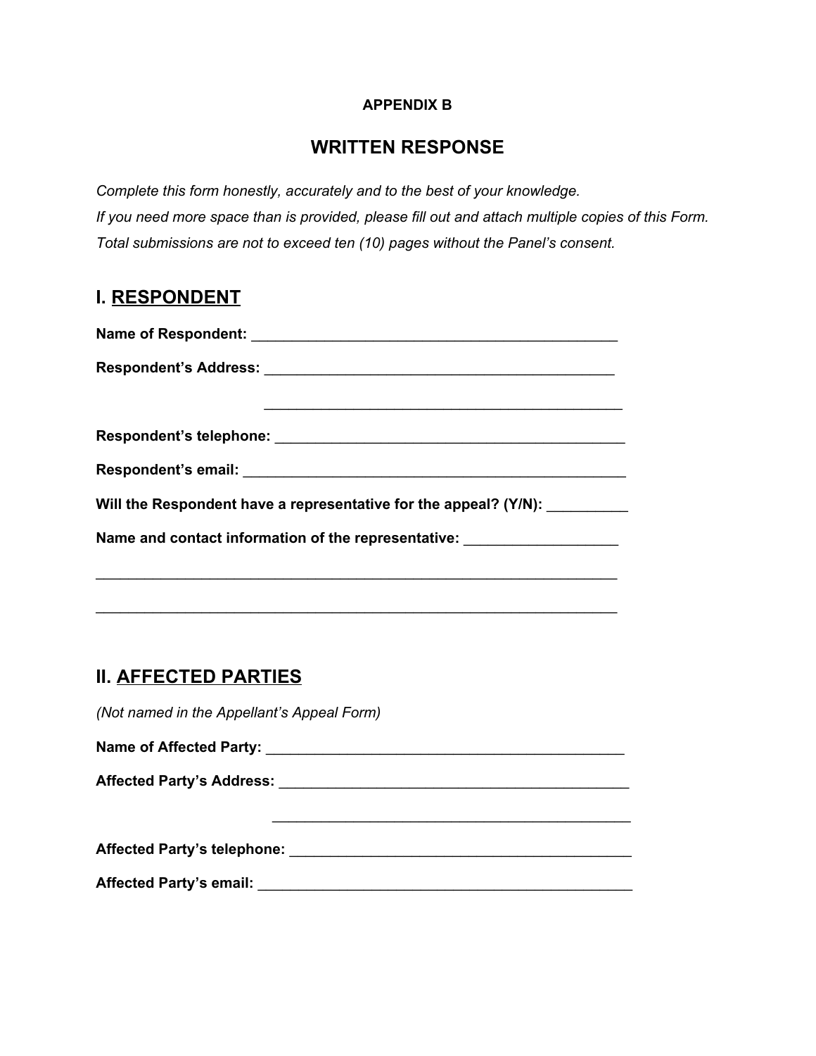**APPENDIX B**

## WRITTEN RESPONSE

*Complete this form honestly, accurately and to the best of your knowledge.*
*If you need more space than is provided, please fill out and attach multiple copies of this Form.*
*Total submissions are not to exceed ten (10) pages without the Panel's consent.*

## I. RESPONDENT

**Name of Respondent:** _______________________________________________

**Respondent's Address:** ____________________________________________

_______________________________________________

**Respondent's telephone:** ____________________________________________

**Respondent's email:** _______________________________________________

**Will the Respondent have a representative for the appeal? (Y/N):** __________

**Name and contact information of the representative:** ___________________

_________________________________________________________________

_________________________________________________________________

## II. AFFECTED PARTIES

*(Not named in the Appellant's Appeal Form)*

**Name of Affected Party:** ____________________________________________

**Affected Party's Address:** ___________________________________________

_______________________________________________

**Affected Party's telephone:** __________________________________________

**Affected Party's email:** _____________________________________________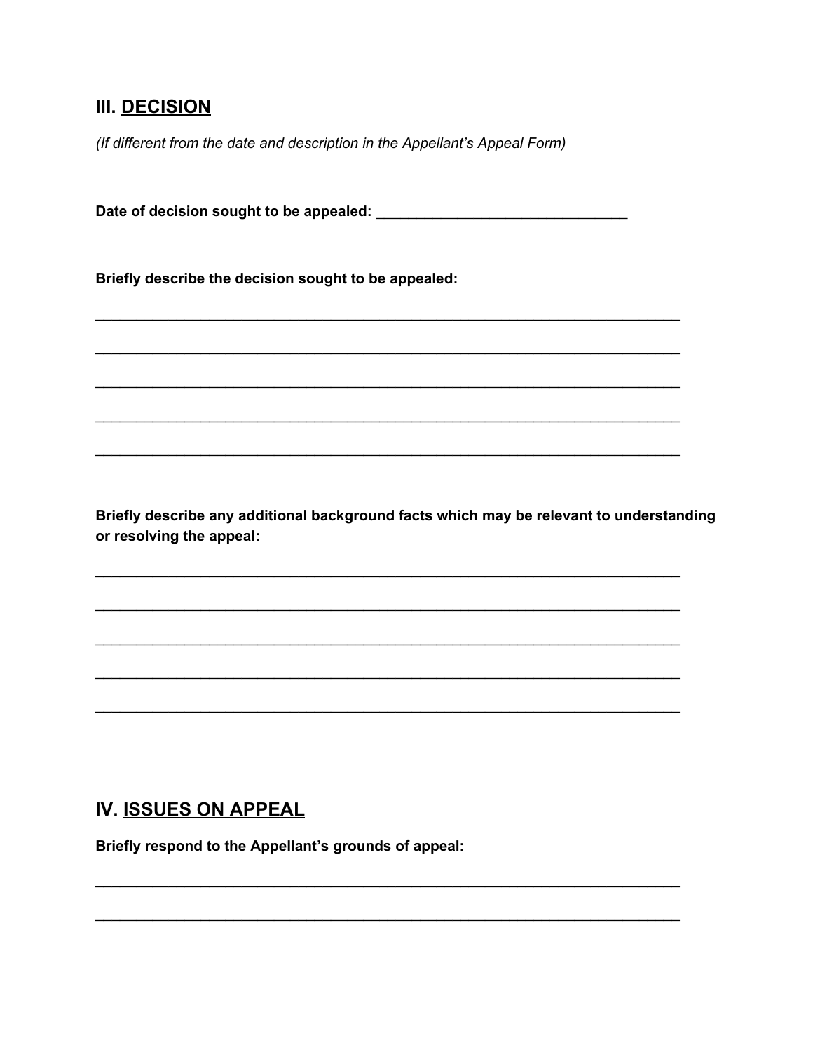## III. <u>DECISION</u>

*(If different from the date and description in the Appellant's Appeal Form)*

**Date of decision sought to be appealed:** ______________________________

**Briefly describe the decision sought to be appealed:**

_______________________________________________________________________

_______________________________________________________________________

_______________________________________________________________________

_______________________________________________________________________

_______________________________________________________________________

**Briefly describe any additional background facts which may be relevant to understanding or resolving the appeal:**

_______________________________________________________________________

_______________________________________________________________________

_______________________________________________________________________

_______________________________________________________________________

_______________________________________________________________________

## IV. <u>ISSUES ON APPEAL</u>

**Briefly respond to the Appellant's grounds of appeal:**

_______________________________________________________________________

_______________________________________________________________________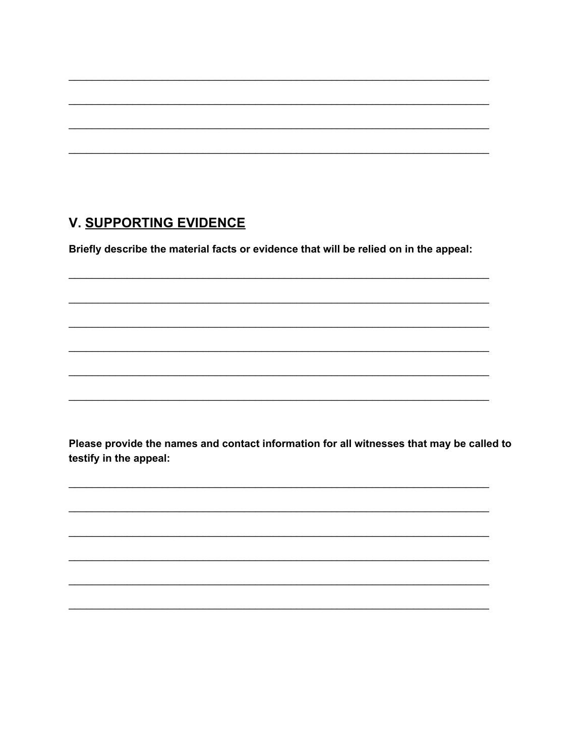\_\_\_\_\_\_\_\_\_\_\_\_\_\_\_\_\_\_\_\_\_\_\_\_\_\_\_\_\_\_\_\_\_\_\_\_\_\_\_\_\_\_\_\_\_\_\_\_\_\_\_\_\_\_\_\_\_\_\_\_\_\_\_\_\_\_\_\_\_\_\_\_\_\_\_\_

\_\_\_\_\_\_\_\_\_\_\_\_\_\_\_\_\_\_\_\_\_\_\_\_\_\_\_\_\_\_\_\_\_\_\_\_\_\_\_\_\_\_\_\_\_\_\_\_\_\_\_\_\_\_\_\_\_\_\_\_\_\_\_\_\_\_\_\_\_\_\_\_\_\_\_\_

\_\_\_\_\_\_\_\_\_\_\_\_\_\_\_\_\_\_\_\_\_\_\_\_\_\_\_\_\_\_\_\_\_\_\_\_\_\_\_\_\_\_\_\_\_\_\_\_\_\_\_\_\_\_\_\_\_\_\_\_\_\_\_\_\_\_\_\_\_\_\_\_\_\_\_\_

\_\_\_\_\_\_\_\_\_\_\_\_\_\_\_\_\_\_\_\_\_\_\_\_\_\_\_\_\_\_\_\_\_\_\_\_\_\_\_\_\_\_\_\_\_\_\_\_\_\_\_\_\_\_\_\_\_\_\_\_\_\_\_\_\_\_\_\_\_\_\_\_\_\_\_\_

## V. SUPPORTING EVIDENCE

**Briefly describe the material facts or evidence that will be relied on in the appeal:**

\_\_\_\_\_\_\_\_\_\_\_\_\_\_\_\_\_\_\_\_\_\_\_\_\_\_\_\_\_\_\_\_\_\_\_\_\_\_\_\_\_\_\_\_\_\_\_\_\_\_\_\_\_\_\_\_\_\_\_\_\_\_\_\_\_\_\_\_\_\_\_\_\_\_\_\_

\_\_\_\_\_\_\_\_\_\_\_\_\_\_\_\_\_\_\_\_\_\_\_\_\_\_\_\_\_\_\_\_\_\_\_\_\_\_\_\_\_\_\_\_\_\_\_\_\_\_\_\_\_\_\_\_\_\_\_\_\_\_\_\_\_\_\_\_\_\_\_\_\_\_\_\_

\_\_\_\_\_\_\_\_\_\_\_\_\_\_\_\_\_\_\_\_\_\_\_\_\_\_\_\_\_\_\_\_\_\_\_\_\_\_\_\_\_\_\_\_\_\_\_\_\_\_\_\_\_\_\_\_\_\_\_\_\_\_\_\_\_\_\_\_\_\_\_\_\_\_\_\_

\_\_\_\_\_\_\_\_\_\_\_\_\_\_\_\_\_\_\_\_\_\_\_\_\_\_\_\_\_\_\_\_\_\_\_\_\_\_\_\_\_\_\_\_\_\_\_\_\_\_\_\_\_\_\_\_\_\_\_\_\_\_\_\_\_\_\_\_\_\_\_\_\_\_\_\_

\_\_\_\_\_\_\_\_\_\_\_\_\_\_\_\_\_\_\_\_\_\_\_\_\_\_\_\_\_\_\_\_\_\_\_\_\_\_\_\_\_\_\_\_\_\_\_\_\_\_\_\_\_\_\_\_\_\_\_\_\_\_\_\_\_\_\_\_\_\_\_\_\_\_\_\_

\_\_\_\_\_\_\_\_\_\_\_\_\_\_\_\_\_\_\_\_\_\_\_\_\_\_\_\_\_\_\_\_\_\_\_\_\_\_\_\_\_\_\_\_\_\_\_\_\_\_\_\_\_\_\_\_\_\_\_\_\_\_\_\_\_\_\_\_\_\_\_\_\_\_\_\_

**Please provide the names and contact information for all witnesses that may be called to testify in the appeal:**

\_\_\_\_\_\_\_\_\_\_\_\_\_\_\_\_\_\_\_\_\_\_\_\_\_\_\_\_\_\_\_\_\_\_\_\_\_\_\_\_\_\_\_\_\_\_\_\_\_\_\_\_\_\_\_\_\_\_\_\_\_\_\_\_\_\_\_\_\_\_\_\_\_\_\_\_

\_\_\_\_\_\_\_\_\_\_\_\_\_\_\_\_\_\_\_\_\_\_\_\_\_\_\_\_\_\_\_\_\_\_\_\_\_\_\_\_\_\_\_\_\_\_\_\_\_\_\_\_\_\_\_\_\_\_\_\_\_\_\_\_\_\_\_\_\_\_\_\_\_\_\_\_

\_\_\_\_\_\_\_\_\_\_\_\_\_\_\_\_\_\_\_\_\_\_\_\_\_\_\_\_\_\_\_\_\_\_\_\_\_\_\_\_\_\_\_\_\_\_\_\_\_\_\_\_\_\_\_\_\_\_\_\_\_\_\_\_\_\_\_\_\_\_\_\_\_\_\_\_

\_\_\_\_\_\_\_\_\_\_\_\_\_\_\_\_\_\_\_\_\_\_\_\_\_\_\_\_\_\_\_\_\_\_\_\_\_\_\_\_\_\_\_\_\_\_\_\_\_\_\_\_\_\_\_\_\_\_\_\_\_\_\_\_\_\_\_\_\_\_\_\_\_\_\_\_

\_\_\_\_\_\_\_\_\_\_\_\_\_\_\_\_\_\_\_\_\_\_\_\_\_\_\_\_\_\_\_\_\_\_\_\_\_\_\_\_\_\_\_\_\_\_\_\_\_\_\_\_\_\_\_\_\_\_\_\_\_\_\_\_\_\_\_\_\_\_\_\_\_\_\_\_

\_\_\_\_\_\_\_\_\_\_\_\_\_\_\_\_\_\_\_\_\_\_\_\_\_\_\_\_\_\_\_\_\_\_\_\_\_\_\_\_\_\_\_\_\_\_\_\_\_\_\_\_\_\_\_\_\_\_\_\_\_\_\_\_\_\_\_\_\_\_\_\_\_\_\_\_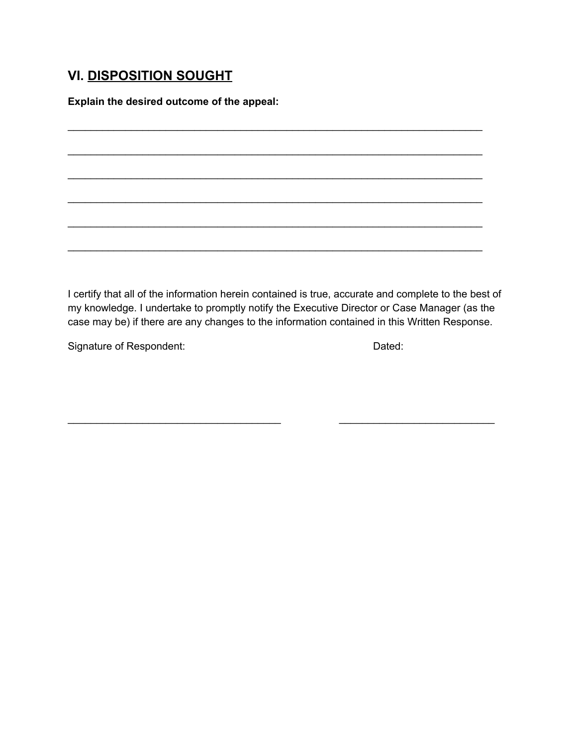## VI. <u>DISPOSITION SOUGHT</u>

**Explain the desired outcome of the appeal:**

___________________________________________________________________________

___________________________________________________________________________

___________________________________________________________________________

___________________________________________________________________________

___________________________________________________________________________

___________________________________________________________________________

I certify that all of the information herein contained is true, accurate and complete to the best of my knowledge. I undertake to promptly notify the Executive Director or Case Manager (as the case may be) if there are any changes to the information contained in this Written Response.

Signature of Respondent: Dated:

_______________________________________ ____________________________